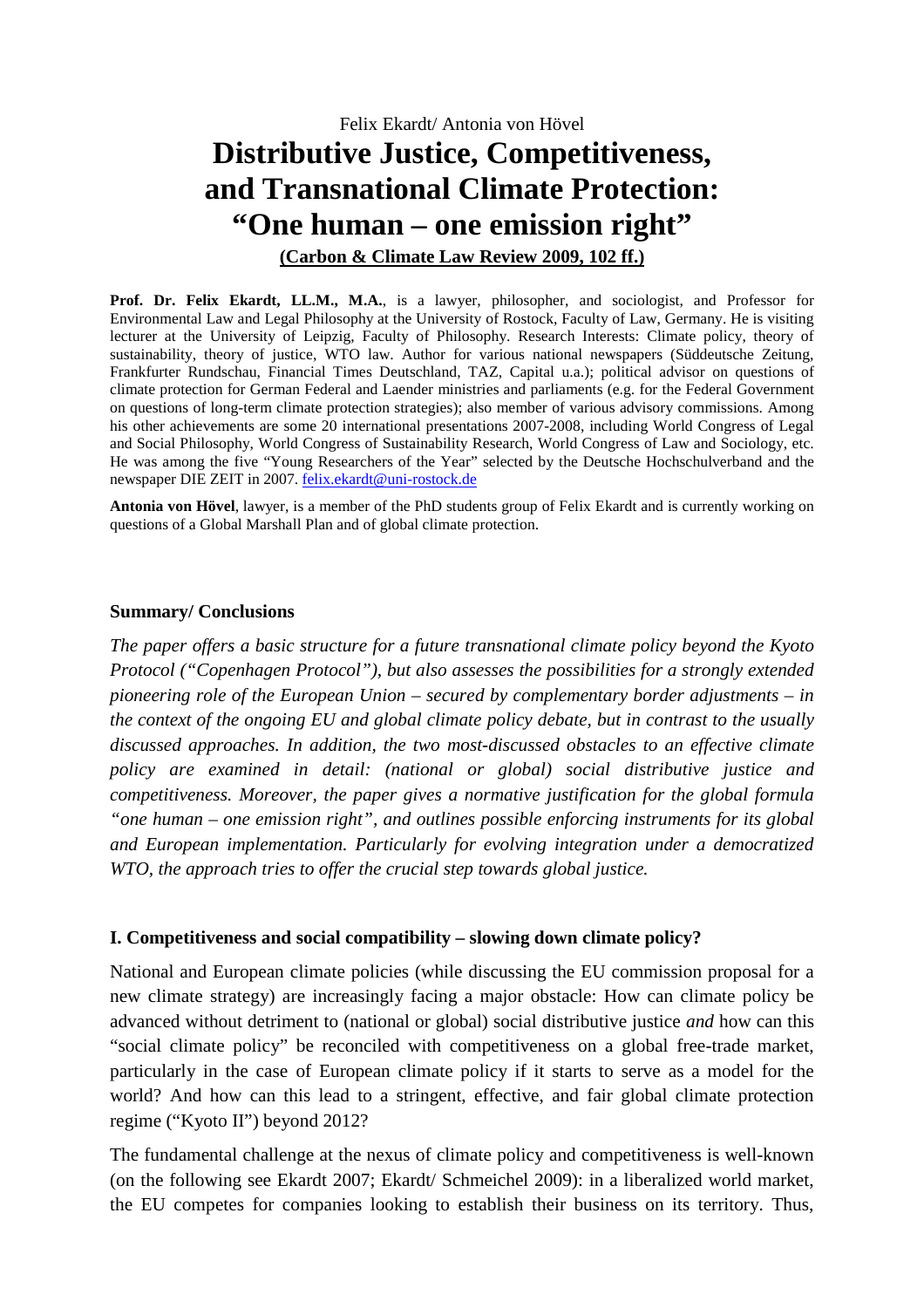Felix Ekardt/ Antonia von Hövel

# Distributive Justice, Competitiveness, and Transnational Climate Protection: "One human – one emission right"

**(Carbon & Climate Law Review 2009, 102 ff.)**

**Prof. Dr. Felix Ekardt, LL.M., M.A.**, is a lawyer, philosopher, and sociologist, and Professor for Environmental Law and Legal Philosophy at the University of Rostock, Faculty of Law, Germany. He is visiting lecturer at the University of Leipzig, Faculty of Philosophy. Research Interests: Climate policy, theory of sustainability, theory of justice, WTO law. Author for various national newspapers (Süddeutsche Zeitung, Frankfurter Rundschau, Financial Times Deutschland, TAZ, Capital u.a.); political advisor on questions of climate protection for German Federal and Laender ministries and parliaments (e.g. for the Federal Government on questions of long-term climate protection strategies); also member of various advisory commissions. Among his other achievements are some 20 international presentations 2007-2008, including World Congress of Legal and Social Philosophy, World Congress of Sustainability Research, World Congress of Law and Sociology, etc. He was among the five "Young Researchers of the Year" selected by the Deutsche Hochschulverband and the newspaper DIE ZEIT in 2007. felix.ekardt@uni-rostock.de

**Antonia von Hövel**, lawyer, is a member of the PhD students group of Felix Ekardt and is currently working on questions of a Global Marshall Plan and of global climate protection.

### Summary/ Conclusions

*The paper offers a basic structure for a future transnational climate policy beyond the Kyoto Protocol ("Copenhagen Protocol"), but also assesses the possibilities for a strongly extended pioneering role of the European Union – secured by complementary border adjustments – in the context of the ongoing EU and global climate policy debate, but in contrast to the usually discussed approaches. In addition, the two most-discussed obstacles to an effective climate policy are examined in detail: (national or global) social distributive justice and competitiveness. Moreover, the paper gives a normative justification for the global formula "one human – one emission right", and outlines possible enforcing instruments for its global and European implementation. Particularly for evolving integration under a democratized WTO, the approach tries to offer the crucial step towards global justice.*

### I. Competitiveness and social compatibility – slowing down climate policy?

National and European climate policies (while discussing the EU commission proposal for a new climate strategy) are increasingly facing a major obstacle: How can climate policy be advanced without detriment to (national or global) social distributive justice *and* how can this "social climate policy" be reconciled with competitiveness on a global free-trade market, particularly in the case of European climate policy if it starts to serve as a model for the world? And how can this lead to a stringent, effective, and fair global climate protection regime ("Kyoto II") beyond 2012?

The fundamental challenge at the nexus of climate policy and competitiveness is well-known (on the following see Ekardt 2007; Ekardt/ Schmeichel 2009): in a liberalized world market, the EU competes for companies looking to establish their business on its territory. Thus,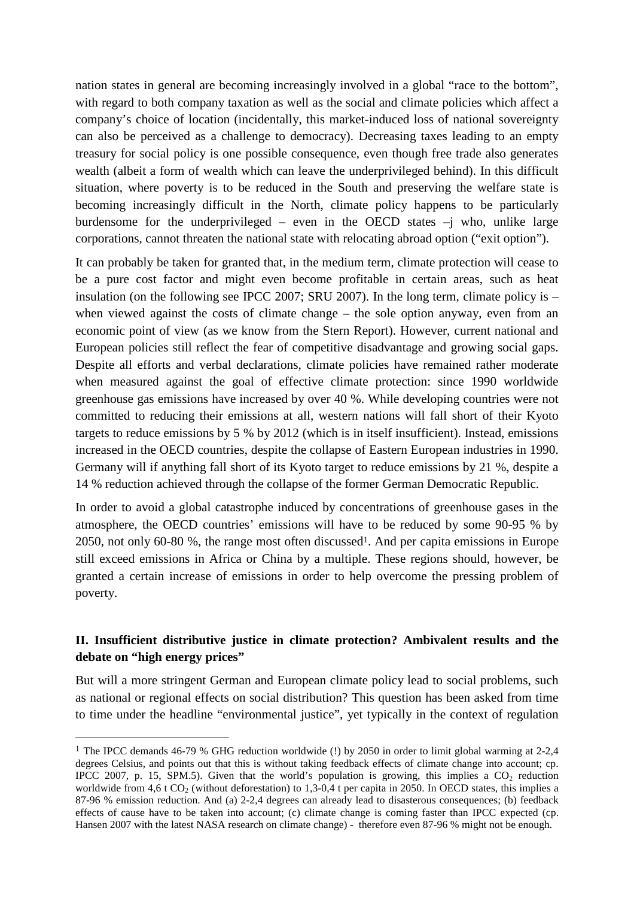nation states in general are becoming increasingly involved in a global "race to the bottom", with regard to both company taxation as well as the social and climate policies which affect a company's choice of location (incidentally, this market-induced loss of national sovereignty can also be perceived as a challenge to democracy). Decreasing taxes leading to an empty treasury for social policy is one possible consequence, even though free trade also generates wealth (albeit a form of wealth which can leave the underprivileged behind). In this difficult situation, where poverty is to be reduced in the South and preserving the welfare state is becoming increasingly difficult in the North, climate policy happens to be particularly burdensome for the underprivileged – even in the OECD states –j who, unlike large corporations, cannot threaten the national state with relocating abroad option ("exit option").

It can probably be taken for granted that, in the medium term, climate protection will cease to be a pure cost factor and might even become profitable in certain areas, such as heat insulation (on the following see IPCC 2007; SRU 2007). In the long term, climate policy is – when viewed against the costs of climate change – the sole option anyway, even from an economic point of view (as we know from the Stern Report). However, current national and European policies still reflect the fear of competitive disadvantage and growing social gaps. Despite all efforts and verbal declarations, climate policies have remained rather moderate when measured against the goal of effective climate protection: since 1990 worldwide greenhouse gas emissions have increased by over 40 %. While developing countries were not committed to reducing their emissions at all, western nations will fall short of their Kyoto targets to reduce emissions by 5 % by 2012 (which is in itself insufficient). Instead, emissions increased in the OECD countries, despite the collapse of Eastern European industries in 1990. Germany will if anything fall short of its Kyoto target to reduce emissions by 21 %, despite a 14 % reduction achieved through the collapse of the former German Democratic Republic.

In order to avoid a global catastrophe induced by concentrations of greenhouse gases in the atmosphere, the OECD countries' emissions will have to be reduced by some 90-95 % by 2050, not only 60-80 %, the range most often discussed[1]. And per capita emissions in Europe still exceed emissions in Africa or China by a multiple. These regions should, however, be granted a certain increase of emissions in order to help overcome the pressing problem of poverty.

## II. Insufficient distributive justice in climate protection? Ambivalent results and the debate on "high energy prices"

But will a more stringent German and European climate policy lead to social problems, such as national or regional effects on social distribution? This question has been asked from time to time under the headline "environmental justice", yet typically in the context of regulation

---

[1] The IPCC demands 46-79 % GHG reduction worldwide (!) by 2050 in order to limit global warming at 2-2,4 degrees Celsius, and points out that this is without taking feedback effects of climate change into account; cp. IPCC 2007, p. 15, SPM.5). Given that the world's population is growing, this implies a $CO_2$ reduction worldwide from 4,6 t $CO_2$ (without deforestation) to 1,3-0,4 t per capita in 2050. In OECD states, this implies a 87-96 % emission reduction. And (a) 2-2,4 degrees can already lead to disasterous consequences; (b) feedback effects of cause have to be taken into account; (c) climate change is coming faster than IPCC expected (cp. Hansen 2007 with the latest NASA research on climate change) - therefore even 87-96 % might not be enough.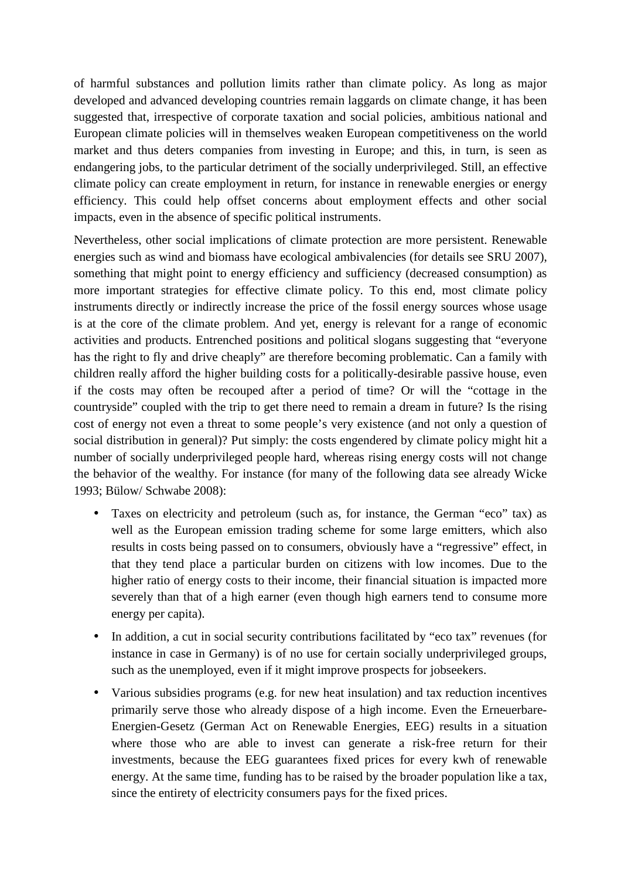of harmful substances and pollution limits rather than climate policy. As long as major developed and advanced developing countries remain laggards on climate change, it has been suggested that, irrespective of corporate taxation and social policies, ambitious national and European climate policies will in themselves weaken European competitiveness on the world market and thus deters companies from investing in Europe; and this, in turn, is seen as endangering jobs, to the particular detriment of the socially underprivileged. Still, an effective climate policy can create employment in return, for instance in renewable energies or energy efficiency. This could help offset concerns about employment effects and other social impacts, even in the absence of specific political instruments.

Nevertheless, other social implications of climate protection are more persistent. Renewable energies such as wind and biomass have ecological ambivalencies (for details see SRU 2007), something that might point to energy efficiency and sufficiency (decreased consumption) as more important strategies for effective climate policy. To this end, most climate policy instruments directly or indirectly increase the price of the fossil energy sources whose usage is at the core of the climate problem. And yet, energy is relevant for a range of economic activities and products. Entrenched positions and political slogans suggesting that "everyone has the right to fly and drive cheaply" are therefore becoming problematic. Can a family with children really afford the higher building costs for a politically-desirable passive house, even if the costs may often be recouped after a period of time? Or will the "cottage in the countryside" coupled with the trip to get there need to remain a dream in future? Is the rising cost of energy not even a threat to some people's very existence (and not only a question of social distribution in general)? Put simply: the costs engendered by climate policy might hit a number of socially underprivileged people hard, whereas rising energy costs will not change the behavior of the wealthy. For instance (for many of the following data see already Wicke 1993; Bülow/ Schwabe 2008):

- Taxes on electricity and petroleum (such as, for instance, the German "eco" tax) as well as the European emission trading scheme for some large emitters, which also results in costs being passed on to consumers, obviously have a "regressive" effect, in that they tend place a particular burden on citizens with low incomes. Due to the higher ratio of energy costs to their income, their financial situation is impacted more severely than that of a high earner (even though high earners tend to consume more energy per capita).
- In addition, a cut in social security contributions facilitated by "eco tax" revenues (for instance in case in Germany) is of no use for certain socially underprivileged groups, such as the unemployed, even if it might improve prospects for jobseekers.
- Various subsidies programs (e.g. for new heat insulation) and tax reduction incentives primarily serve those who already dispose of a high income. Even the Erneuerbare-Energien-Gesetz (German Act on Renewable Energies, EEG) results in a situation where those who are able to invest can generate a risk-free return for their investments, because the EEG guarantees fixed prices for every kwh of renewable energy. At the same time, funding has to be raised by the broader population like a tax, since the entirety of electricity consumers pays for the fixed prices.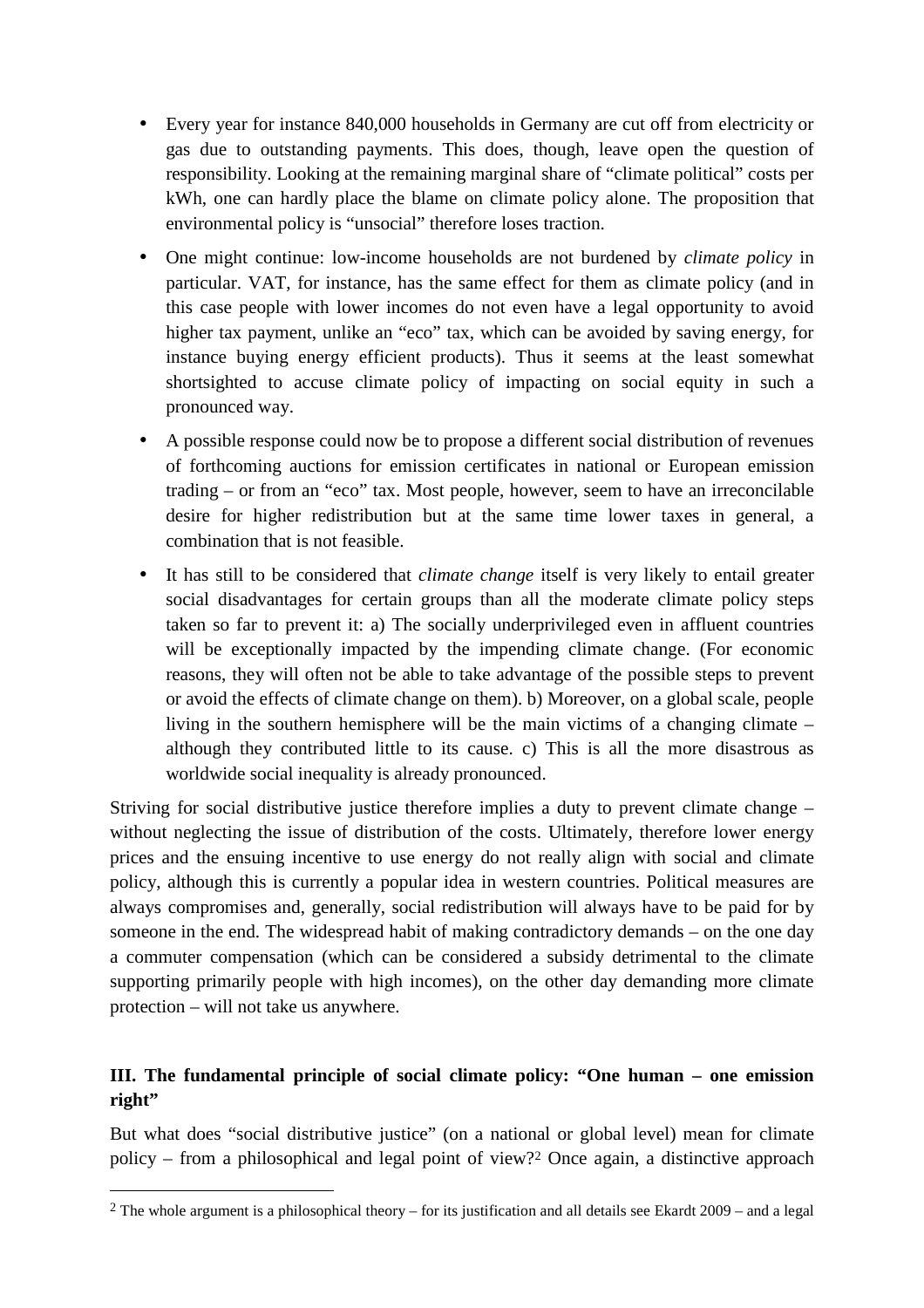- Every year for instance 840,000 households in Germany are cut off from electricity or gas due to outstanding payments. This does, though, leave open the question of responsibility. Looking at the remaining marginal share of "climate political" costs per kWh, one can hardly place the blame on climate policy alone. The proposition that environmental policy is "unsocial" therefore loses traction.
- One might continue: low-income households are not burdened by *climate policy* in particular. VAT, for instance, has the same effect for them as climate policy (and in this case people with lower incomes do not even have a legal opportunity to avoid higher tax payment, unlike an "eco" tax, which can be avoided by saving energy, for instance buying energy efficient products). Thus it seems at the least somewhat shortsighted to accuse climate policy of impacting on social equity in such a pronounced way.
- A possible response could now be to propose a different social distribution of revenues of forthcoming auctions for emission certificates in national or European emission trading – or from an "eco" tax. Most people, however, seem to have an irreconcilable desire for higher redistribution but at the same time lower taxes in general, a combination that is not feasible.
- It has still to be considered that *climate change* itself is very likely to entail greater social disadvantages for certain groups than all the moderate climate policy steps taken so far to prevent it: a) The socially underprivileged even in affluent countries will be exceptionally impacted by the impending climate change. (For economic reasons, they will often not be able to take advantage of the possible steps to prevent or avoid the effects of climate change on them). b) Moreover, on a global scale, people living in the southern hemisphere will be the main victims of a changing climate – although they contributed little to its cause. c) This is all the more disastrous as worldwide social inequality is already pronounced.

Striving for social distributive justice therefore implies a duty to prevent climate change – without neglecting the issue of distribution of the costs. Ultimately, therefore lower energy prices and the ensuing incentive to use energy do not really align with social and climate policy, although this is currently a popular idea in western countries. Political measures are always compromises and, generally, social redistribution will always have to be paid for by someone in the end. The widespread habit of making contradictory demands – on the one day a commuter compensation (which can be considered a subsidy detrimental to the climate supporting primarily people with high incomes), on the other day demanding more climate protection – will not take us anywhere.

## III. The fundamental principle of social climate policy: "One human – one emission right"

But what does "social distributive justice" (on a national or global level) mean for climate policy – from a philosophical and legal point of view?[2] Once again, a distinctive approach

[2] The whole argument is a philosophical theory – for its justification and all details see Ekardt 2009 – and a legal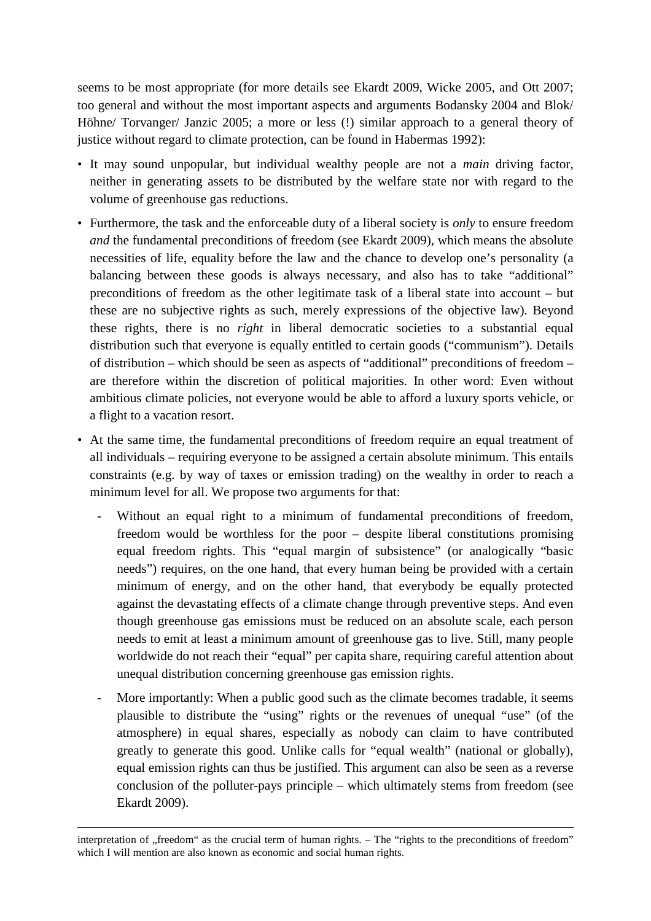seems to be most appropriate (for more details see Ekardt 2009, Wicke 2005, and Ott 2007; too general and without the most important aspects and arguments Bodansky 2004 and Blok/ Höhne/ Torvanger/ Janzic 2005; a more or less (!) similar approach to a general theory of justice without regard to climate protection, can be found in Habermas 1992):

- It may sound unpopular, but individual wealthy people are not a *main* driving factor, neither in generating assets to be distributed by the welfare state nor with regard to the volume of greenhouse gas reductions.
- Furthermore, the task and the enforceable duty of a liberal society is *only* to ensure freedom *and* the fundamental preconditions of freedom (see Ekardt 2009), which means the absolute necessities of life, equality before the law and the chance to develop one's personality (a balancing between these goods is always necessary, and also has to take "additional" preconditions of freedom as the other legitimate task of a liberal state into account – but these are no subjective rights as such, merely expressions of the objective law). Beyond these rights, there is no *right* in liberal democratic societies to a substantial equal distribution such that everyone is equally entitled to certain goods ("communism"). Details of distribution – which should be seen as aspects of "additional" preconditions of freedom – are therefore within the discretion of political majorities. In other word: Even without ambitious climate policies, not everyone would be able to afford a luxury sports vehicle, or a flight to a vacation resort.
- At the same time, the fundamental preconditions of freedom require an equal treatment of all individuals – requiring everyone to be assigned a certain absolute minimum. This entails constraints (e.g. by way of taxes or emission trading) on the wealthy in order to reach a minimum level for all. We propose two arguments for that:
  - Without an equal right to a minimum of fundamental preconditions of freedom, freedom would be worthless for the poor – despite liberal constitutions promising equal freedom rights. This "equal margin of subsistence" (or analogically "basic needs") requires, on the one hand, that every human being be provided with a certain minimum of energy, and on the other hand, that everybody be equally protected against the devastating effects of a climate change through preventive steps. And even though greenhouse gas emissions must be reduced on an absolute scale, each person needs to emit at least a minimum amount of greenhouse gas to live. Still, many people worldwide do not reach their "equal" per capita share, requiring careful attention about unequal distribution concerning greenhouse gas emission rights.
  - More importantly: When a public good such as the climate becomes tradable, it seems plausible to distribute the "using" rights or the revenues of unequal "use" (of the atmosphere) in equal shares, especially as nobody can claim to have contributed greatly to generate this good. Unlike calls for "equal wealth" (national or globally), equal emission rights can thus be justified. This argument can also be seen as a reverse conclusion of the polluter-pays principle – which ultimately stems from freedom (see Ekardt 2009).

---

interpretation of „freedom" as the crucial term of human rights. – The "rights to the preconditions of freedom" which I will mention are also known as economic and social human rights.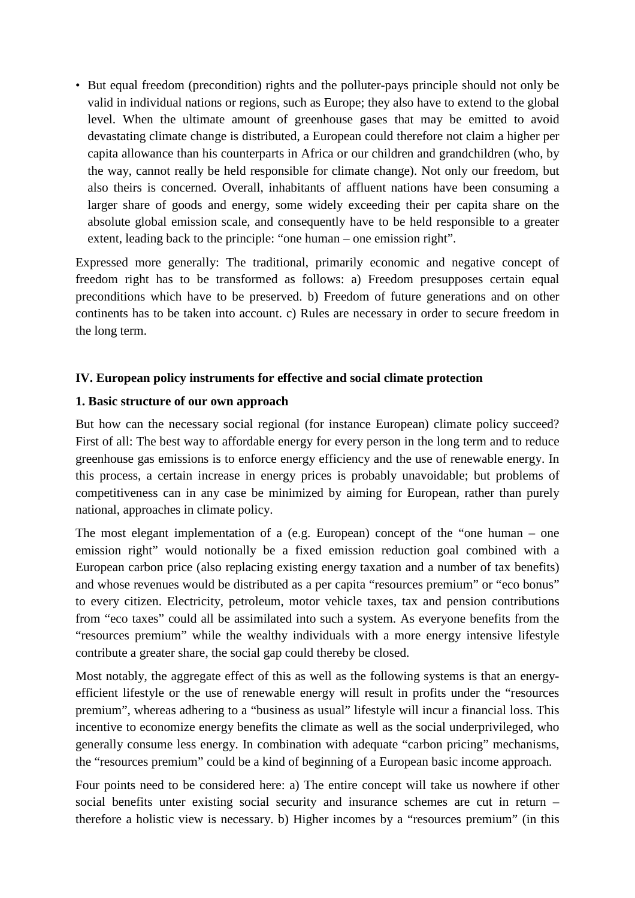- But equal freedom (precondition) rights and the polluter-pays principle should not only be valid in individual nations or regions, such as Europe; they also have to extend to the global level. When the ultimate amount of greenhouse gases that may be emitted to avoid devastating climate change is distributed, a European could therefore not claim a higher per capita allowance than his counterparts in Africa or our children and grandchildren (who, by the way, cannot really be held responsible for climate change). Not only our freedom, but also theirs is concerned. Overall, inhabitants of affluent nations have been consuming a larger share of goods and energy, some widely exceeding their per capita share on the absolute global emission scale, and consequently have to be held responsible to a greater extent, leading back to the principle: "one human – one emission right".

Expressed more generally: The traditional, primarily economic and negative concept of freedom right has to be transformed as follows: a) Freedom presupposes certain equal preconditions which have to be preserved. b) Freedom of future generations and on other continents has to be taken into account. c) Rules are necessary in order to secure freedom in the long term.

## IV. European policy instruments for effective and social climate protection

### 1. Basic structure of our own approach

But how can the necessary social regional (for instance European) climate policy succeed? First of all: The best way to affordable energy for every person in the long term and to reduce greenhouse gas emissions is to enforce energy efficiency and the use of renewable energy. In this process, a certain increase in energy prices is probably unavoidable; but problems of competitiveness can in any case be minimized by aiming for European, rather than purely national, approaches in climate policy.

The most elegant implementation of a (e.g. European) concept of the "one human – one emission right" would notionally be a fixed emission reduction goal combined with a European carbon price (also replacing existing energy taxation and a number of tax benefits) and whose revenues would be distributed as a per capita "resources premium" or "eco bonus" to every citizen. Electricity, petroleum, motor vehicle taxes, tax and pension contributions from "eco taxes" could all be assimilated into such a system. As everyone benefits from the "resources premium" while the wealthy individuals with a more energy intensive lifestyle contribute a greater share, the social gap could thereby be closed.

Most notably, the aggregate effect of this as well as the following systems is that an energy-efficient lifestyle or the use of renewable energy will result in profits under the "resources premium", whereas adhering to a "business as usual" lifestyle will incur a financial loss. This incentive to economize energy benefits the climate as well as the social underprivileged, who generally consume less energy. In combination with adequate "carbon pricing" mechanisms, the "resources premium" could be a kind of beginning of a European basic income approach.

Four points need to be considered here: a) The entire concept will take us nowhere if other social benefits unter existing social security and insurance schemes are cut in return – therefore a holistic view is necessary. b) Higher incomes by a "resources premium" (in this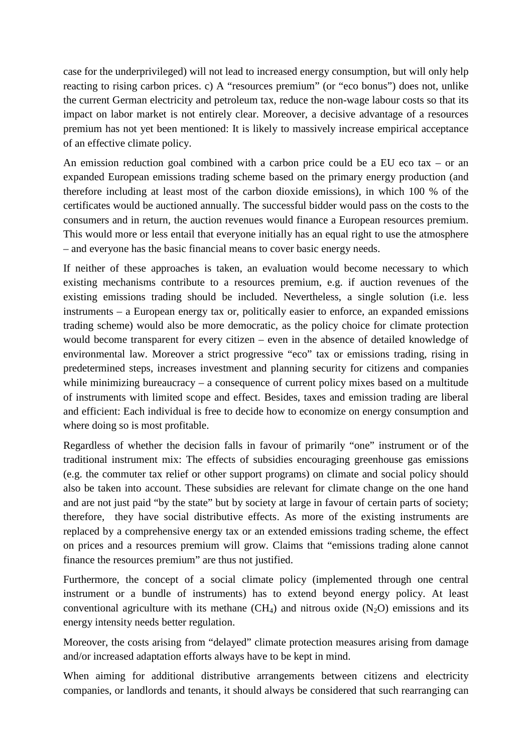case for the underprivileged) will not lead to increased energy consumption, but will only help reacting to rising carbon prices. c) A "resources premium" (or "eco bonus") does not, unlike the current German electricity and petroleum tax, reduce the non-wage labour costs so that its impact on labor market is not entirely clear. Moreover, a decisive advantage of a resources premium has not yet been mentioned: It is likely to massively increase empirical acceptance of an effective climate policy.

An emission reduction goal combined with a carbon price could be a EU eco tax – or an expanded European emissions trading scheme based on the primary energy production (and therefore including at least most of the carbon dioxide emissions), in which 100 % of the certificates would be auctioned annually. The successful bidder would pass on the costs to the consumers and in return, the auction revenues would finance a European resources premium. This would more or less entail that everyone initially has an equal right to use the atmosphere – and everyone has the basic financial means to cover basic energy needs.

If neither of these approaches is taken, an evaluation would become necessary to which existing mechanisms contribute to a resources premium, e.g. if auction revenues of the existing emissions trading should be included. Nevertheless, a single solution (i.e. less instruments – a European energy tax or, politically easier to enforce, an expanded emissions trading scheme) would also be more democratic, as the policy choice for climate protection would become transparent for every citizen – even in the absence of detailed knowledge of environmental law. Moreover a strict progressive "eco" tax or emissions trading, rising in predetermined steps, increases investment and planning security for citizens and companies while minimizing bureaucracy – a consequence of current policy mixes based on a multitude of instruments with limited scope and effect. Besides, taxes and emission trading are liberal and efficient: Each individual is free to decide how to economize on energy consumption and where doing so is most profitable.

Regardless of whether the decision falls in favour of primarily "one" instrument or of the traditional instrument mix: The effects of subsidies encouraging greenhouse gas emissions (e.g. the commuter tax relief or other support programs) on climate and social policy should also be taken into account. These subsidies are relevant for climate change on the one hand and are not just paid "by the state" but by society at large in favour of certain parts of society; therefore, they have social distributive effects. As more of the existing instruments are replaced by a comprehensive energy tax or an extended emissions trading scheme, the effect on prices and a resources premium will grow. Claims that "emissions trading alone cannot finance the resources premium" are thus not justified.

Furthermore, the concept of a social climate policy (implemented through one central instrument or a bundle of instruments) has to extend beyond energy policy. At least conventional agriculture with its methane ($CH_4$) and nitrous oxide ($N_2O$) emissions and its energy intensity needs better regulation.

Moreover, the costs arising from "delayed" climate protection measures arising from damage and/or increased adaptation efforts always have to be kept in mind.

When aiming for additional distributive arrangements between citizens and electricity companies, or landlords and tenants, it should always be considered that such rearranging can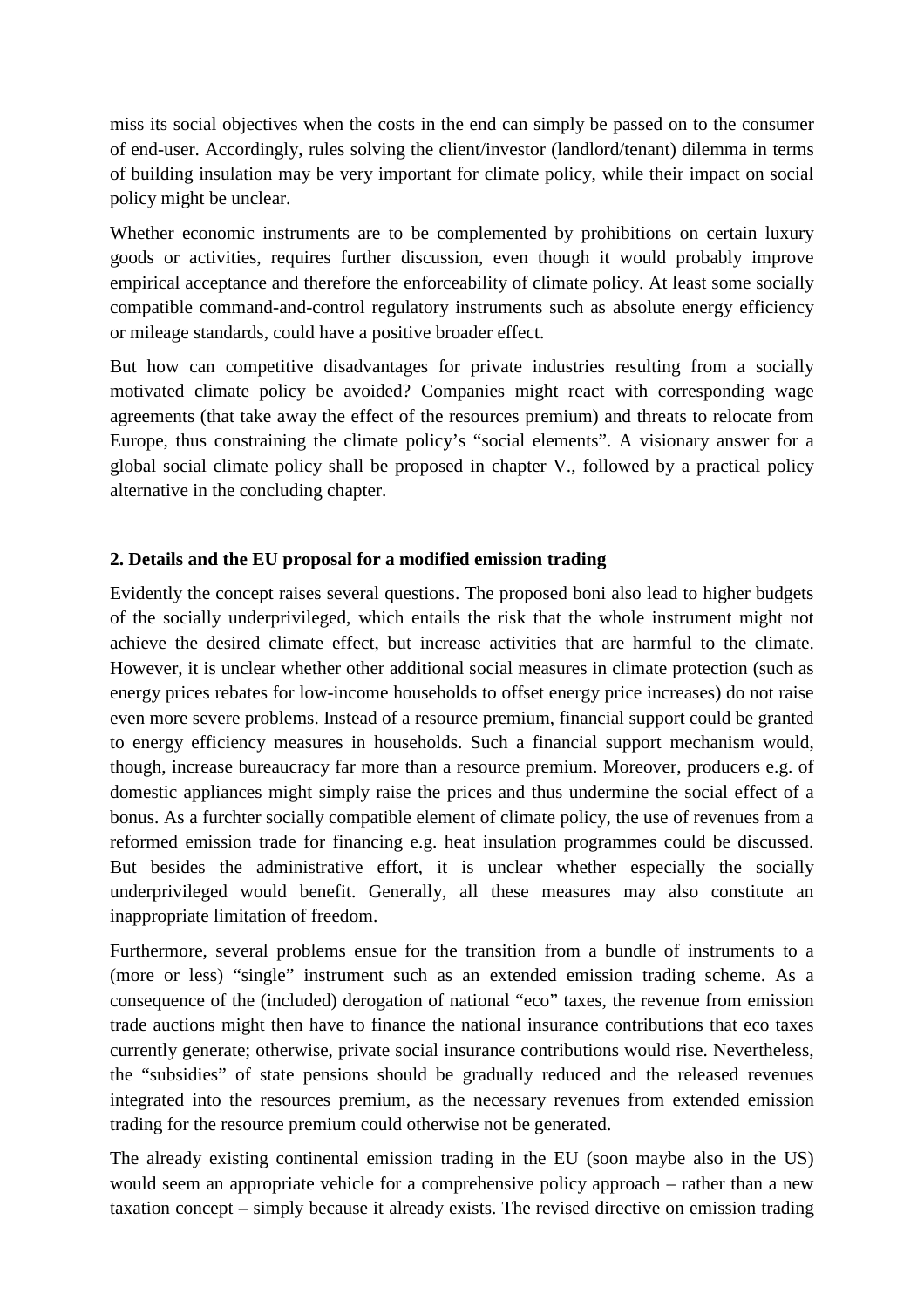miss its social objectives when the costs in the end can simply be passed on to the consumer of end-user. Accordingly, rules solving the client/investor (landlord/tenant) dilemma in terms of building insulation may be very important for climate policy, while their impact on social policy might be unclear.

Whether economic instruments are to be complemented by prohibitions on certain luxury goods or activities, requires further discussion, even though it would probably improve empirical acceptance and therefore the enforceability of climate policy. At least some socially compatible command-and-control regulatory instruments such as absolute energy efficiency or mileage standards, could have a positive broader effect.

But how can competitive disadvantages for private industries resulting from a socially motivated climate policy be avoided? Companies might react with corresponding wage agreements (that take away the effect of the resources premium) and threats to relocate from Europe, thus constraining the climate policy's "social elements". A visionary answer for a global social climate policy shall be proposed in chapter V., followed by a practical policy alternative in the concluding chapter.

### 2. Details and the EU proposal for a modified emission trading

Evidently the concept raises several questions. The proposed boni also lead to higher budgets of the socially underprivileged, which entails the risk that the whole instrument might not achieve the desired climate effect, but increase activities that are harmful to the climate. However, it is unclear whether other additional social measures in climate protection (such as energy prices rebates for low-income households to offset energy price increases) do not raise even more severe problems. Instead of a resource premium, financial support could be granted to energy efficiency measures in households. Such a financial support mechanism would, though, increase bureaucracy far more than a resource premium. Moreover, producers e.g. of domestic appliances might simply raise the prices and thus undermine the social effect of a bonus. As a furchter socially compatible element of climate policy, the use of revenues from a reformed emission trade for financing e.g. heat insulation programmes could be discussed. But besides the administrative effort, it is unclear whether especially the socially underprivileged would benefit. Generally, all these measures may also constitute an inappropriate limitation of freedom.

Furthermore, several problems ensue for the transition from a bundle of instruments to a (more or less) "single" instrument such as an extended emission trading scheme. As a consequence of the (included) derogation of national "eco" taxes, the revenue from emission trade auctions might then have to finance the national insurance contributions that eco taxes currently generate; otherwise, private social insurance contributions would rise. Nevertheless, the "subsidies" of state pensions should be gradually reduced and the released revenues integrated into the resources premium, as the necessary revenues from extended emission trading for the resource premium could otherwise not be generated.

The already existing continental emission trading in the EU (soon maybe also in the US) would seem an appropriate vehicle for a comprehensive policy approach – rather than a new taxation concept – simply because it already exists. The revised directive on emission trading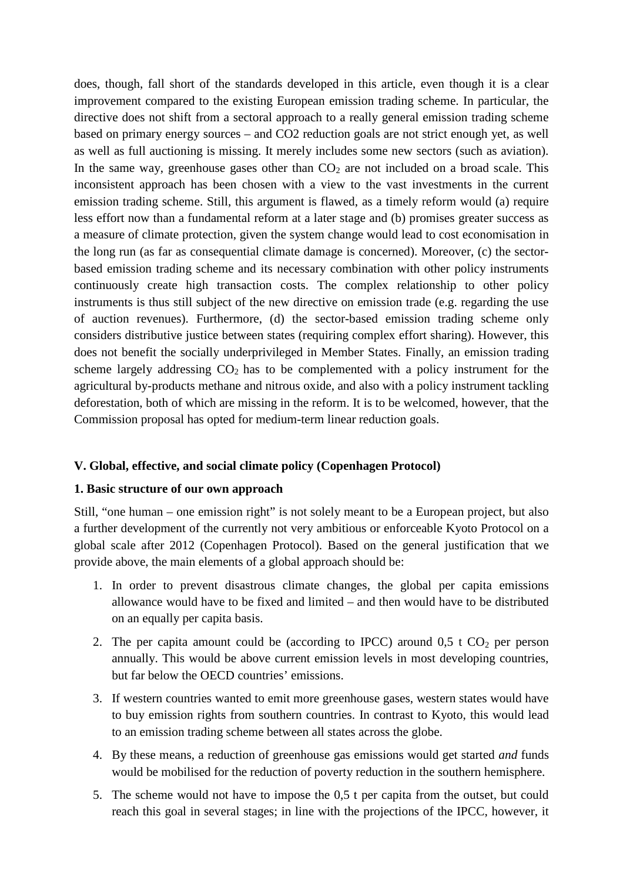does, though, fall short of the standards developed in this article, even though it is a clear improvement compared to the existing European emission trading scheme. In particular, the directive does not shift from a sectoral approach to a really general emission trading scheme based on primary energy sources – and CO2 reduction goals are not strict enough yet, as well as well as full auctioning is missing. It merely includes some new sectors (such as aviation). In the same way, greenhouse gases other than $CO_2$ are not included on a broad scale. This inconsistent approach has been chosen with a view to the vast investments in the current emission trading scheme. Still, this argument is flawed, as a timely reform would (a) require less effort now than a fundamental reform at a later stage and (b) promises greater success as a measure of climate protection, given the system change would lead to cost economisation in the long run (as far as consequential climate damage is concerned). Moreover, (c) the sector-based emission trading scheme and its necessary combination with other policy instruments continuously create high transaction costs. The complex relationship to other policy instruments is thus still subject of the new directive on emission trade (e.g. regarding the use of auction revenues). Furthermore, (d) the sector-based emission trading scheme only considers distributive justice between states (requiring complex effort sharing). However, this does not benefit the socially underprivileged in Member States. Finally, an emission trading scheme largely addressing $CO_2$ has to be complemented with a policy instrument for the agricultural by-products methane and nitrous oxide, and also with a policy instrument tackling deforestation, both of which are missing in the reform. It is to be welcomed, however, that the Commission proposal has opted for medium-term linear reduction goals.

## V. Global, effective, and social climate policy (Copenhagen Protocol)

### 1. Basic structure of our own approach

Still, "one human – one emission right" is not solely meant to be a European project, but also a further development of the currently not very ambitious or enforceable Kyoto Protocol on a global scale after 2012 (Copenhagen Protocol). Based on the general justification that we provide above, the main elements of a global approach should be:

1. In order to prevent disastrous climate changes, the global per capita emissions allowance would have to be fixed and limited – and then would have to be distributed on an equally per capita basis.
2. The per capita amount could be (according to IPCC) around 0,5 t $CO_2$ per person annually. This would be above current emission levels in most developing countries, but far below the OECD countries' emissions.
3. If western countries wanted to emit more greenhouse gases, western states would have to buy emission rights from southern countries. In contrast to Kyoto, this would lead to an emission trading scheme between all states across the globe.
4. By these means, a reduction of greenhouse gas emissions would get started *and* funds would be mobilised for the reduction of poverty reduction in the southern hemisphere.
5. The scheme would not have to impose the 0,5 t per capita from the outset, but could reach this goal in several stages; in line with the projections of the IPCC, however, it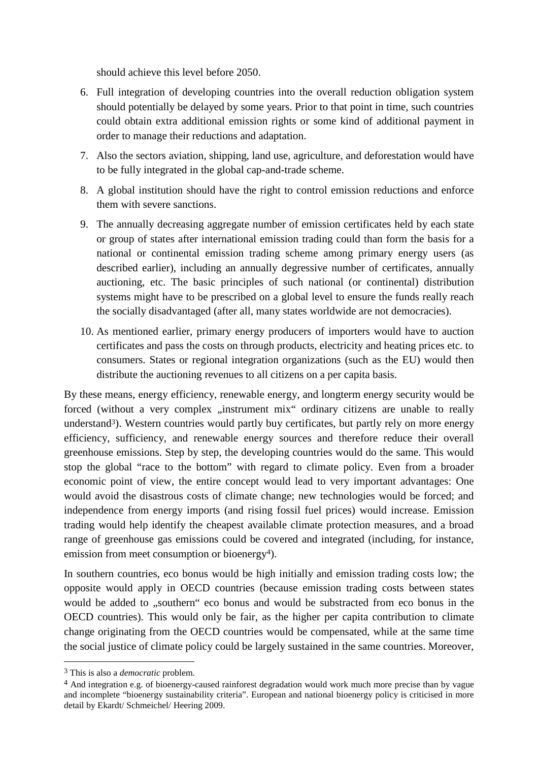should achieve this level before 2050.

6. Full integration of developing countries into the overall reduction obligation system should potentially be delayed by some years. Prior to that point in time, such countries could obtain extra additional emission rights or some kind of additional payment in order to manage their reductions and adaptation.
7. Also the sectors aviation, shipping, land use, agriculture, and deforestation would have to be fully integrated in the global cap-and-trade scheme.
8. A global institution should have the right to control emission reductions and enforce them with severe sanctions.
9. The annually decreasing aggregate number of emission certificates held by each state or group of states after international emission trading could than form the basis for a national or continental emission trading scheme among primary energy users (as described earlier), including an annually degressive number of certificates, annually auctioning, etc. The basic principles of such national (or continental) distribution systems might have to be prescribed on a global level to ensure the funds really reach the socially disadvantaged (after all, many states worldwide are not democracies).
10. As mentioned earlier, primary energy producers of importers would have to auction certificates and pass the costs on through products, electricity and heating prices etc. to consumers. States or regional integration organizations (such as the EU) would then distribute the auctioning revenues to all citizens on a per capita basis.

By these means, energy efficiency, renewable energy, and longterm energy security would be forced (without a very complex „instrument mix“ ordinary citizens are unable to really understand[3]). Western countries would partly buy certificates, but partly rely on more energy efficiency, sufficiency, and renewable energy sources and therefore reduce their overall greenhouse emissions. Step by step, the developing countries would do the same. This would stop the global “race to the bottom” with regard to climate policy. Even from a broader economic point of view, the entire concept would lead to very important advantages: One would avoid the disastrous costs of climate change; new technologies would be forced; and independence from energy imports (and rising fossil fuel prices) would increase. Emission trading would help identify the cheapest available climate protection measures, and a broad range of greenhouse gas emissions could be covered and integrated (including, for instance, emission from meet consumption or bioenergy[4]).

In southern countries, eco bonus would be high initially and emission trading costs low; the opposite would apply in OECD countries (because emission trading costs between states would be added to „southern“ eco bonus and would be substracted from eco bonus in the OECD countries). This would only be fair, as the higher per capita contribution to climate change originating from the OECD countries would be compensated, while at the same time the social justice of climate policy could be largely sustained in the same countries. Moreover,

---

[3] This is also a *democratic* problem.

[4] And integration e.g. of bioenergy-caused rainforest degradation would work much more precise than by vague and incomplete “bioenergy sustainability criteria”. European and national bioenergy policy is criticised in more detail by Ekardt/ Schmeichel/ Heering 2009.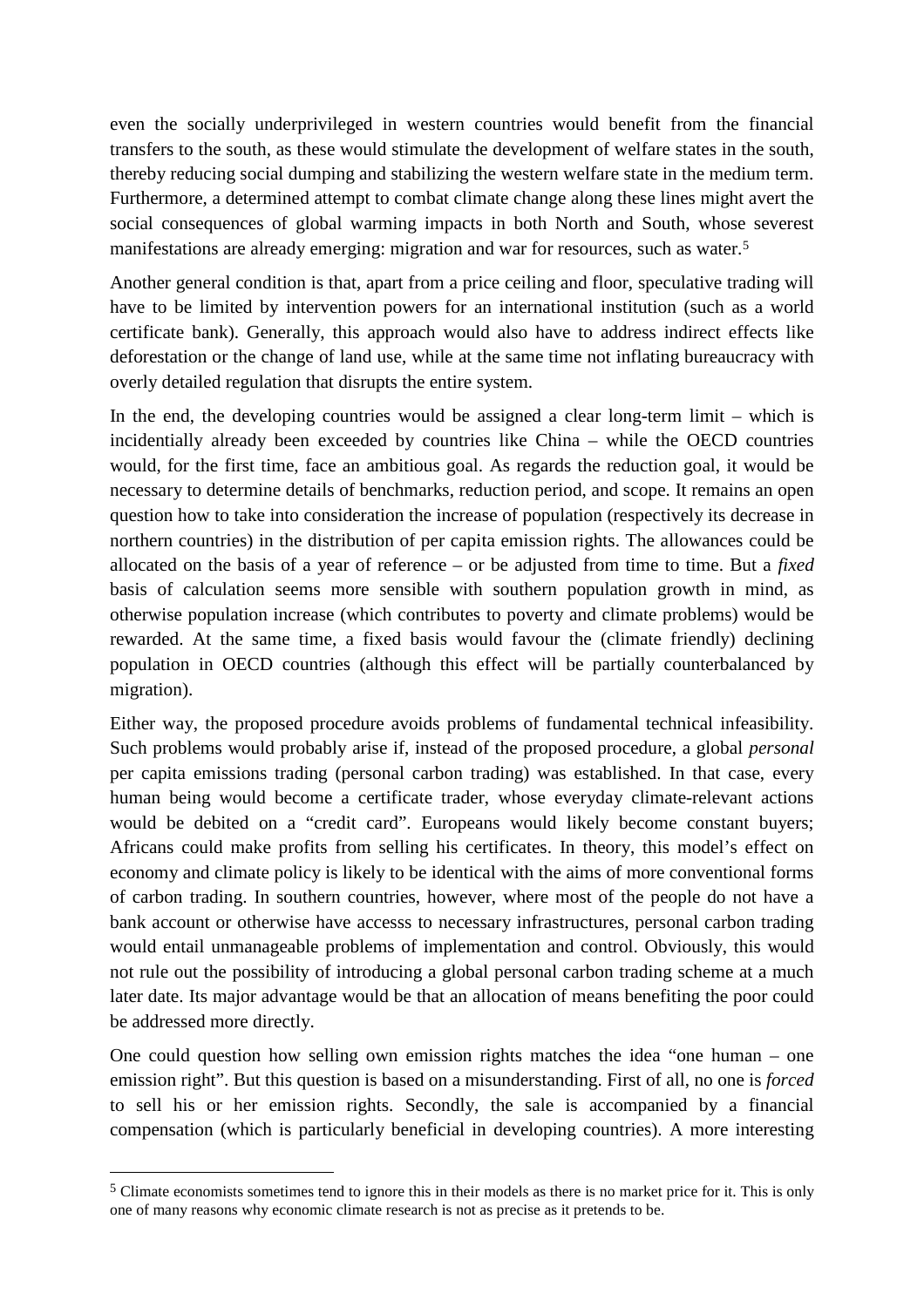even the socially underprivileged in western countries would benefit from the financial transfers to the south, as these would stimulate the development of welfare states in the south, thereby reducing social dumping and stabilizing the western welfare state in the medium term. Furthermore, a determined attempt to combat climate change along these lines might avert the social consequences of global warming impacts in both North and South, whose severest manifestations are already emerging: migration and war for resources, such as water.[5]

Another general condition is that, apart from a price ceiling and floor, speculative trading will have to be limited by intervention powers for an international institution (such as a world certificate bank). Generally, this approach would also have to address indirect effects like deforestation or the change of land use, while at the same time not inflating bureaucracy with overly detailed regulation that disrupts the entire system.

In the end, the developing countries would be assigned a clear long-term limit – which is incidentially already been exceeded by countries like China – while the OECD countries would, for the first time, face an ambitious goal. As regards the reduction goal, it would be necessary to determine details of benchmarks, reduction period, and scope. It remains an open question how to take into consideration the increase of population (respectively its decrease in northern countries) in the distribution of per capita emission rights. The allowances could be allocated on the basis of a year of reference – or be adjusted from time to time. But a *fixed* basis of calculation seems more sensible with southern population growth in mind, as otherwise population increase (which contributes to poverty and climate problems) would be rewarded. At the same time, a fixed basis would favour the (climate friendly) declining population in OECD countries (although this effect will be partially counterbalanced by migration).

Either way, the proposed procedure avoids problems of fundamental technical infeasibility. Such problems would probably arise if, instead of the proposed procedure, a global *personal* per capita emissions trading (personal carbon trading) was established. In that case, every human being would become a certificate trader, whose everyday climate-relevant actions would be debited on a "credit card". Europeans would likely become constant buyers; Africans could make profits from selling his certificates. In theory, this model's effect on economy and climate policy is likely to be identical with the aims of more conventional forms of carbon trading. In southern countries, however, where most of the people do not have a bank account or otherwise have accesss to necessary infrastructures, personal carbon trading would entail unmanageable problems of implementation and control. Obviously, this would not rule out the possibility of introducing a global personal carbon trading scheme at a much later date. Its major advantage would be that an allocation of means benefiting the poor could be addressed more directly.

One could question how selling own emission rights matches the idea "one human – one emission right". But this question is based on a misunderstanding. First of all, no one is *forced* to sell his or her emission rights. Secondly, the sale is accompanied by a financial compensation (which is particularly beneficial in developing countries). A more interesting

[5] Climate economists sometimes tend to ignore this in their models as there is no market price for it. This is only one of many reasons why economic climate research is not as precise as it pretends to be.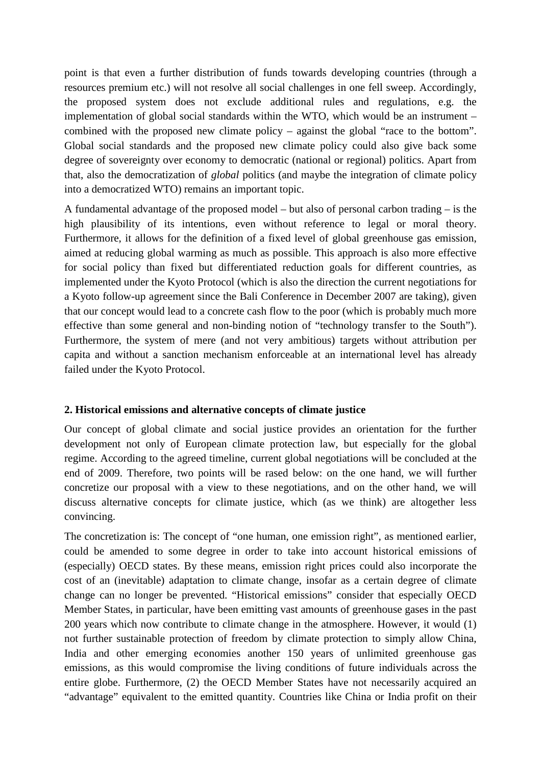point is that even a further distribution of funds towards developing countries (through a resources premium etc.) will not resolve all social challenges in one fell sweep. Accordingly, the proposed system does not exclude additional rules and regulations, e.g. the implementation of global social standards within the WTO, which would be an instrument – combined with the proposed new climate policy – against the global "race to the bottom". Global social standards and the proposed new climate policy could also give back some degree of sovereignty over economy to democratic (national or regional) politics. Apart from that, also the democratization of *global* politics (and maybe the integration of climate policy into a democratized WTO) remains an important topic.

A fundamental advantage of the proposed model – but also of personal carbon trading – is the high plausibility of its intentions, even without reference to legal or moral theory. Furthermore, it allows for the definition of a fixed level of global greenhouse gas emission, aimed at reducing global warming as much as possible. This approach is also more effective for social policy than fixed but differentiated reduction goals for different countries, as implemented under the Kyoto Protocol (which is also the direction the current negotiations for a Kyoto follow-up agreement since the Bali Conference in December 2007 are taking), given that our concept would lead to a concrete cash flow to the poor (which is probably much more effective than some general and non-binding notion of "technology transfer to the South"). Furthermore, the system of mere (and not very ambitious) targets without attribution per capita and without a sanction mechanism enforceable at an international level has already failed under the Kyoto Protocol.

## 2. Historical emissions and alternative concepts of climate justice

Our concept of global climate and social justice provides an orientation for the further development not only of European climate protection law, but especially for the global regime. According to the agreed timeline, current global negotiations will be concluded at the end of 2009. Therefore, two points will be rased below: on the one hand, we will further concretize our proposal with a view to these negotiations, and on the other hand, we will discuss alternative concepts for climate justice, which (as we think) are altogether less convincing.

The concretization is: The concept of "one human, one emission right", as mentioned earlier, could be amended to some degree in order to take into account historical emissions of (especially) OECD states. By these means, emission right prices could also incorporate the cost of an (inevitable) adaptation to climate change, insofar as a certain degree of climate change can no longer be prevented. "Historical emissions" consider that especially OECD Member States, in particular, have been emitting vast amounts of greenhouse gases in the past 200 years which now contribute to climate change in the atmosphere. However, it would (1) not further sustainable protection of freedom by climate protection to simply allow China, India and other emerging economies another 150 years of unlimited greenhouse gas emissions, as this would compromise the living conditions of future individuals across the entire globe. Furthermore, (2) the OECD Member States have not necessarily acquired an "advantage" equivalent to the emitted quantity. Countries like China or India profit on their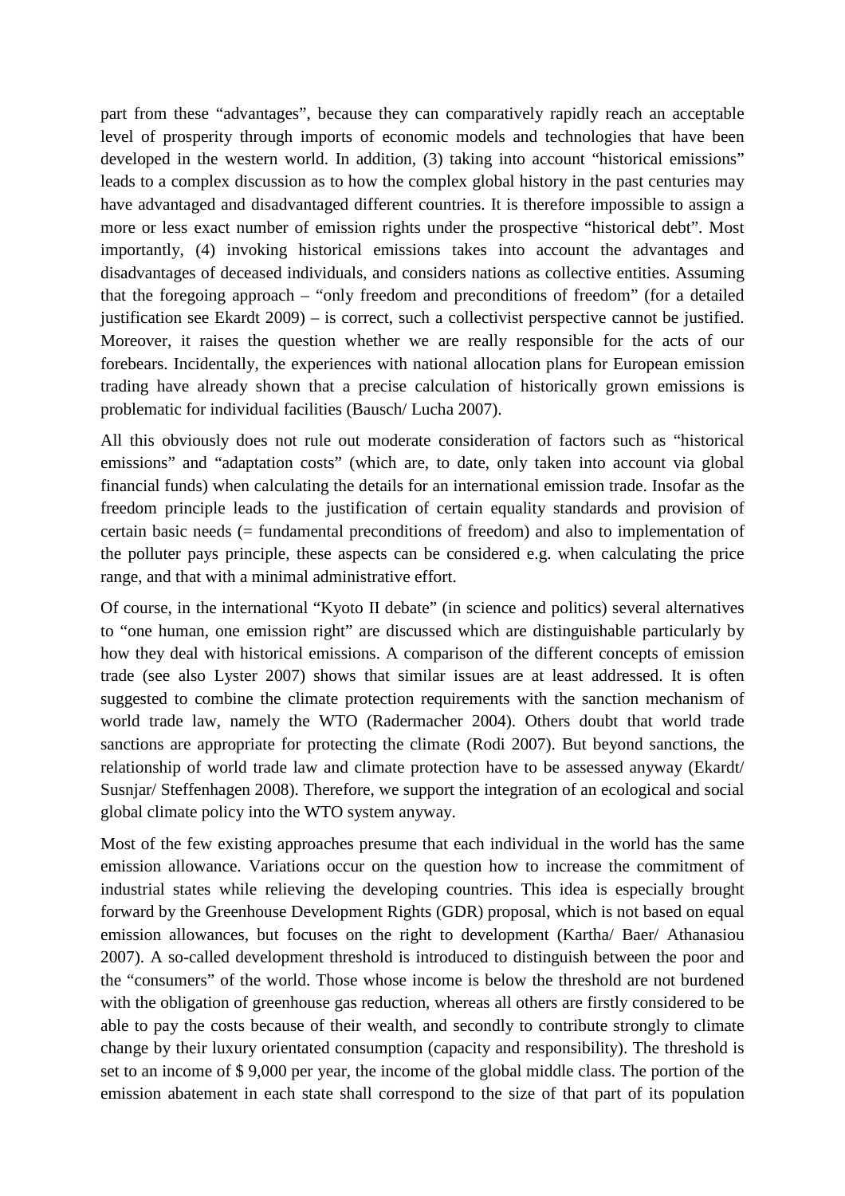part from these "advantages", because they can comparatively rapidly reach an acceptable level of prosperity through imports of economic models and technologies that have been developed in the western world. In addition, (3) taking into account "historical emissions" leads to a complex discussion as to how the complex global history in the past centuries may have advantaged and disadvantaged different countries. It is therefore impossible to assign a more or less exact number of emission rights under the prospective "historical debt". Most importantly, (4) invoking historical emissions takes into account the advantages and disadvantages of deceased individuals, and considers nations as collective entities. Assuming that the foregoing approach – "only freedom and preconditions of freedom" (for a detailed justification see Ekardt 2009) – is correct, such a collectivist perspective cannot be justified. Moreover, it raises the question whether we are really responsible for the acts of our forebears. Incidentally, the experiences with national allocation plans for European emission trading have already shown that a precise calculation of historically grown emissions is problematic for individual facilities (Bausch/ Lucha 2007).

All this obviously does not rule out moderate consideration of factors such as "historical emissions" and "adaptation costs" (which are, to date, only taken into account via global financial funds) when calculating the details for an international emission trade. Insofar as the freedom principle leads to the justification of certain equality standards and provision of certain basic needs (= fundamental preconditions of freedom) and also to implementation of the polluter pays principle, these aspects can be considered e.g. when calculating the price range, and that with a minimal administrative effort.

Of course, in the international "Kyoto II debate" (in science and politics) several alternatives to "one human, one emission right" are discussed which are distinguishable particularly by how they deal with historical emissions. A comparison of the different concepts of emission trade (see also Lyster 2007) shows that similar issues are at least addressed. It is often suggested to combine the climate protection requirements with the sanction mechanism of world trade law, namely the WTO (Radermacher 2004). Others doubt that world trade sanctions are appropriate for protecting the climate (Rodi 2007). But beyond sanctions, the relationship of world trade law and climate protection have to be assessed anyway (Ekardt/ Susnjar/ Steffenhagen 2008). Therefore, we support the integration of an ecological and social global climate policy into the WTO system anyway.

Most of the few existing approaches presume that each individual in the world has the same emission allowance. Variations occur on the question how to increase the commitment of industrial states while relieving the developing countries. This idea is especially brought forward by the Greenhouse Development Rights (GDR) proposal, which is not based on equal emission allowances, but focuses on the right to development (Kartha/ Baer/ Athanasiou 2007). A so-called development threshold is introduced to distinguish between the poor and the "consumers" of the world. Those whose income is below the threshold are not burdened with the obligation of greenhouse gas reduction, whereas all others are firstly considered to be able to pay the costs because of their wealth, and secondly to contribute strongly to climate change by their luxury orientated consumption (capacity and responsibility). The threshold is set to an income of $ 9,000 per year, the income of the global middle class. The portion of the emission abatement in each state shall correspond to the size of that part of its population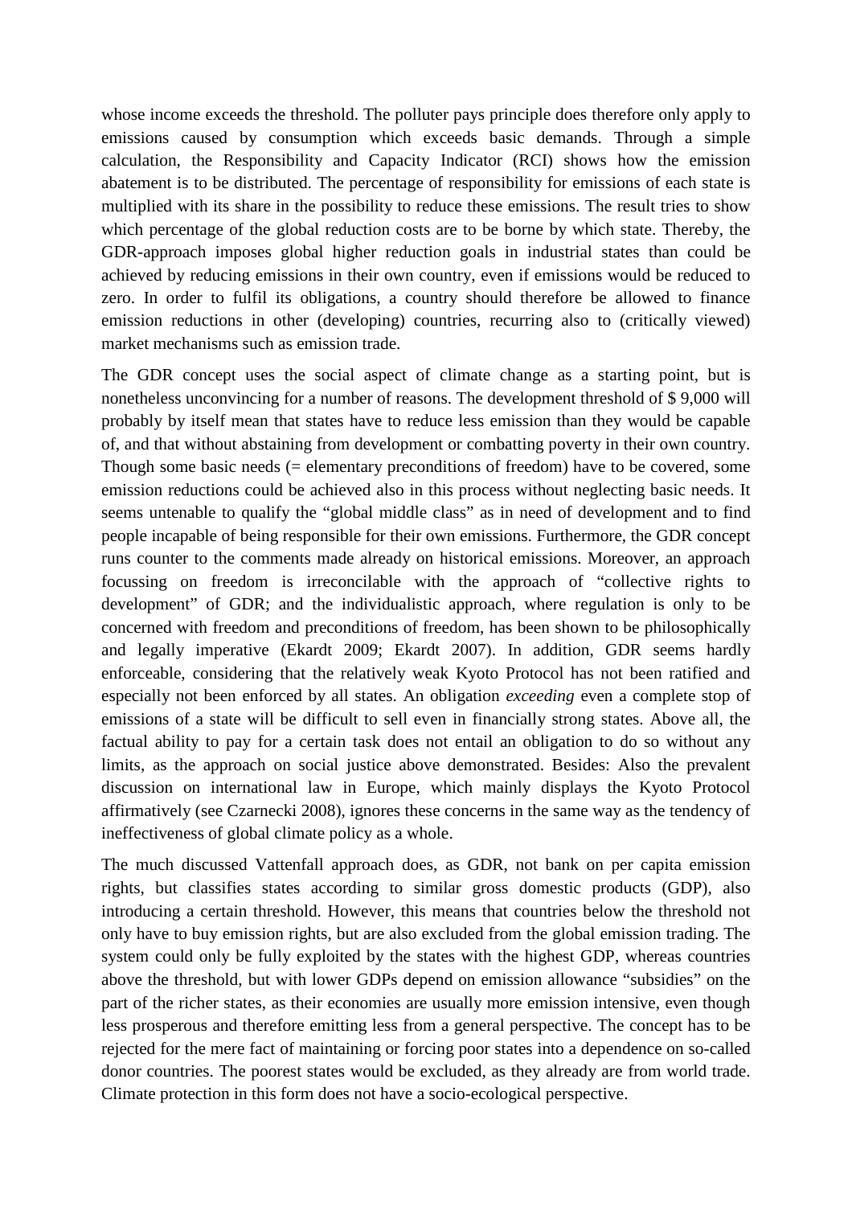whose income exceeds the threshold. The polluter pays principle does therefore only apply to emissions caused by consumption which exceeds basic demands. Through a simple calculation, the Responsibility and Capacity Indicator (RCI) shows how the emission abatement is to be distributed. The percentage of responsibility for emissions of each state is multiplied with its share in the possibility to reduce these emissions. The result tries to show which percentage of the global reduction costs are to be borne by which state. Thereby, the GDR-approach imposes global higher reduction goals in industrial states than could be achieved by reducing emissions in their own country, even if emissions would be reduced to zero. In order to fulfil its obligations, a country should therefore be allowed to finance emission reductions in other (developing) countries, recurring also to (critically viewed) market mechanisms such as emission trade.

The GDR concept uses the social aspect of climate change as a starting point, but is nonetheless unconvincing for a number of reasons. The development threshold of $ 9,000 will probably by itself mean that states have to reduce less emission than they would be capable of, and that without abstaining from development or combatting poverty in their own country. Though some basic needs (= elementary preconditions of freedom) have to be covered, some emission reductions could be achieved also in this process without neglecting basic needs. It seems untenable to qualify the "global middle class" as in need of development and to find people incapable of being responsible for their own emissions. Furthermore, the GDR concept runs counter to the comments made already on historical emissions. Moreover, an approach focussing on freedom is irreconcilable with the approach of "collective rights to development" of GDR; and the individualistic approach, where regulation is only to be concerned with freedom and preconditions of freedom, has been shown to be philosophically and legally imperative (Ekardt 2009; Ekardt 2007). In addition, GDR seems hardly enforceable, considering that the relatively weak Kyoto Protocol has not been ratified and especially not been enforced by all states. An obligation *exceeding* even a complete stop of emissions of a state will be difficult to sell even in financially strong states. Above all, the factual ability to pay for a certain task does not entail an obligation to do so without any limits, as the approach on social justice above demonstrated. Besides: Also the prevalent discussion on international law in Europe, which mainly displays the Kyoto Protocol affirmatively (see Czarnecki 2008), ignores these concerns in the same way as the tendency of ineffectiveness of global climate policy as a whole.

The much discussed Vattenfall approach does, as GDR, not bank on per capita emission rights, but classifies states according to similar gross domestic products (GDP), also introducing a certain threshold. However, this means that countries below the threshold not only have to buy emission rights, but are also excluded from the global emission trading. The system could only be fully exploited by the states with the highest GDP, whereas countries above the threshold, but with lower GDPs depend on emission allowance "subsidies" on the part of the richer states, as their economies are usually more emission intensive, even though less prosperous and therefore emitting less from a general perspective. The concept has to be rejected for the mere fact of maintaining or forcing poor states into a dependence on so-called donor countries. The poorest states would be excluded, as they already are from world trade. Climate protection in this form does not have a socio-ecological perspective.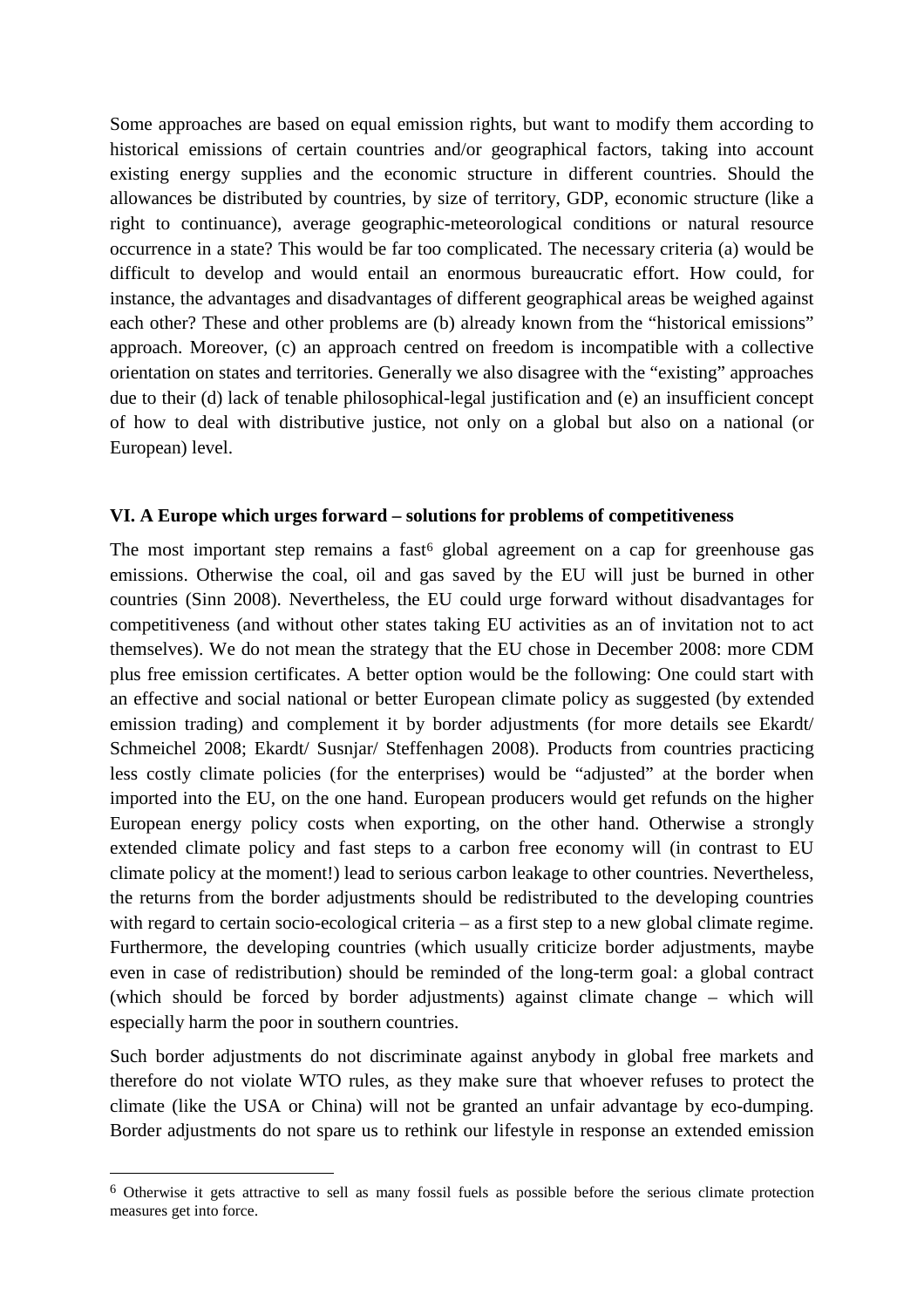Some approaches are based on equal emission rights, but want to modify them according to historical emissions of certain countries and/or geographical factors, taking into account existing energy supplies and the economic structure in different countries. Should the allowances be distributed by countries, by size of territory, GDP, economic structure (like a right to continuance), average geographic-meteorological conditions or natural resource occurrence in a state? This would be far too complicated. The necessary criteria (a) would be difficult to develop and would entail an enormous bureaucratic effort. How could, for instance, the advantages and disadvantages of different geographical areas be weighed against each other? These and other problems are (b) already known from the "historical emissions" approach. Moreover, (c) an approach centred on freedom is incompatible with a collective orientation on states and territories. Generally we also disagree with the "existing" approaches due to their (d) lack of tenable philosophical-legal justification and (e) an insufficient concept of how to deal with distributive justice, not only on a global but also on a national (or European) level.

### VI. A Europe which urges forward – solutions for problems of competitiveness

The most important step remains a fast[6] global agreement on a cap for greenhouse gas emissions. Otherwise the coal, oil and gas saved by the EU will just be burned in other countries (Sinn 2008). Nevertheless, the EU could urge forward without disadvantages for competitiveness (and without other states taking EU activities as an of invitation not to act themselves). We do not mean the strategy that the EU chose in December 2008: more CDM plus free emission certificates. A better option would be the following: One could start with an effective and social national or better European climate policy as suggested (by extended emission trading) and complement it by border adjustments (for more details see Ekardt/ Schmeichel 2008; Ekardt/ Susnjar/ Steffenhagen 2008). Products from countries practicing less costly climate policies (for the enterprises) would be "adjusted" at the border when imported into the EU, on the one hand. European producers would get refunds on the higher European energy policy costs when exporting, on the other hand. Otherwise a strongly extended climate policy and fast steps to a carbon free economy will (in contrast to EU climate policy at the moment!) lead to serious carbon leakage to other countries. Nevertheless, the returns from the border adjustments should be redistributed to the developing countries with regard to certain socio-ecological criteria – as a first step to a new global climate regime. Furthermore, the developing countries (which usually criticize border adjustments, maybe even in case of redistribution) should be reminded of the long-term goal: a global contract (which should be forced by border adjustments) against climate change – which will especially harm the poor in southern countries.

Such border adjustments do not discriminate against anybody in global free markets and therefore do not violate WTO rules, as they make sure that whoever refuses to protect the climate (like the USA or China) will not be granted an unfair advantage by eco-dumping. Border adjustments do not spare us to rethink our lifestyle in response an extended emission

---

[6] Otherwise it gets attractive to sell as many fossil fuels as possible before the serious climate protection measures get into force.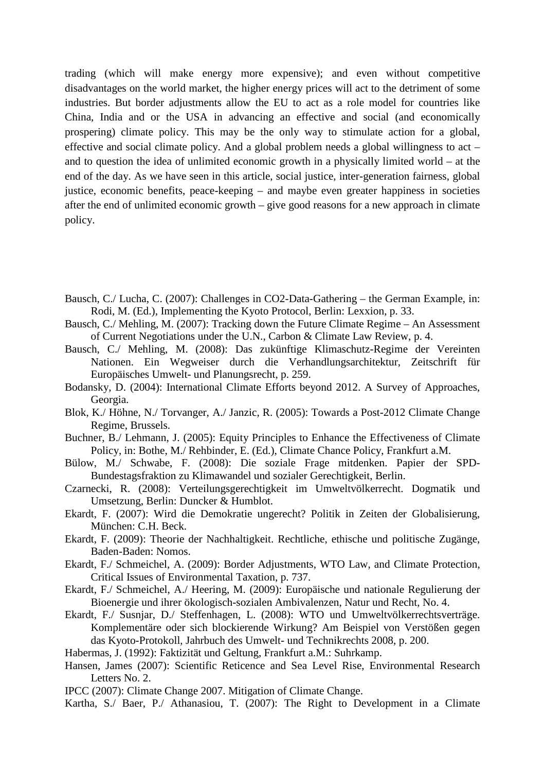trading (which will make energy more expensive); and even without competitive disadvantages on the world market, the higher energy prices will act to the detriment of some industries. But border adjustments allow the EU to act as a role model for countries like China, India and or the USA in advancing an effective and social (and economically prospering) climate policy. This may be the only way to stimulate action for a global, effective and social climate policy. And a global problem needs a global willingness to act – and to question the idea of unlimited economic growth in a physically limited world – at the end of the day. As we have seen in this article, social justice, inter-generation fairness, global justice, economic benefits, peace-keeping – and maybe even greater happiness in societies after the end of unlimited economic growth – give good reasons for a new approach in climate policy.

Bausch, C./ Lucha, C. (2007): Challenges in CO2-Data-Gathering – the German Example, in: Rodi, M. (Ed.), Implementing the Kyoto Protocol, Berlin: Lexxion, p. 33.

Bausch, C./ Mehling, M. (2007): Tracking down the Future Climate Regime – An Assessment of Current Negotiations under the U.N., Carbon & Climate Law Review, p. 4.

Bausch, C./ Mehling, M. (2008): Das zukünftige Klimaschutz-Regime der Vereinten Nationen. Ein Wegweiser durch die Verhandlungsarchitektur, Zeitschrift für Europäisches Umwelt- und Planungsrecht, p. 259.

Bodansky, D. (2004): International Climate Efforts beyond 2012. A Survey of Approaches, Georgia.

Blok, K./ Höhne, N./ Torvanger, A./ Janzic, R. (2005): Towards a Post-2012 Climate Change Regime, Brussels.

Buchner, B./ Lehmann, J. (2005): Equity Principles to Enhance the Effectiveness of Climate Policy, in: Bothe, M./ Rehbinder, E. (Ed.), Climate Chance Policy, Frankfurt a.M.

Bülow, M./ Schwabe, F. (2008): Die soziale Frage mitdenken. Papier der SPD-Bundestagsfraktion zu Klimawandel und sozialer Gerechtigkeit, Berlin.

Czarnecki, R. (2008): Verteilungsgerechtigkeit im Umweltvölkerrecht. Dogmatik und Umsetzung, Berlin: Duncker & Humblot.

Ekardt, F. (2007): Wird die Demokratie ungerecht? Politik in Zeiten der Globalisierung, München: C.H. Beck.

Ekardt, F. (2009): Theorie der Nachhaltigkeit. Rechtliche, ethische und politische Zugänge, Baden-Baden: Nomos.

Ekardt, F./ Schmeichel, A. (2009): Border Adjustments, WTO Law, and Climate Protection, Critical Issues of Environmental Taxation, p. 737.

Ekardt, F./ Schmeichel, A./ Heering, M. (2009): Europäische und nationale Regulierung der Bioenergie und ihrer ökologisch-sozialen Ambivalenzen, Natur und Recht, No. 4.

Ekardt, F./ Susnjar, D./ Steffenhagen, L. (2008): WTO und Umweltvölkerrechtsverträge. Komplementäre oder sich blockierende Wirkung? Am Beispiel von Verstößen gegen das Kyoto-Protokoll, Jahrbuch des Umwelt- und Technikrechts 2008, p. 200.

Habermas, J. (1992): Faktizität und Geltung, Frankfurt a.M.: Suhrkamp.

Hansen, James (2007): Scientific Reticence and Sea Level Rise, Environmental Research Letters No. 2.

IPCC (2007): Climate Change 2007. Mitigation of Climate Change.

Kartha, S./ Baer, P./ Athanasiou, T. (2007): The Right to Development in a Climate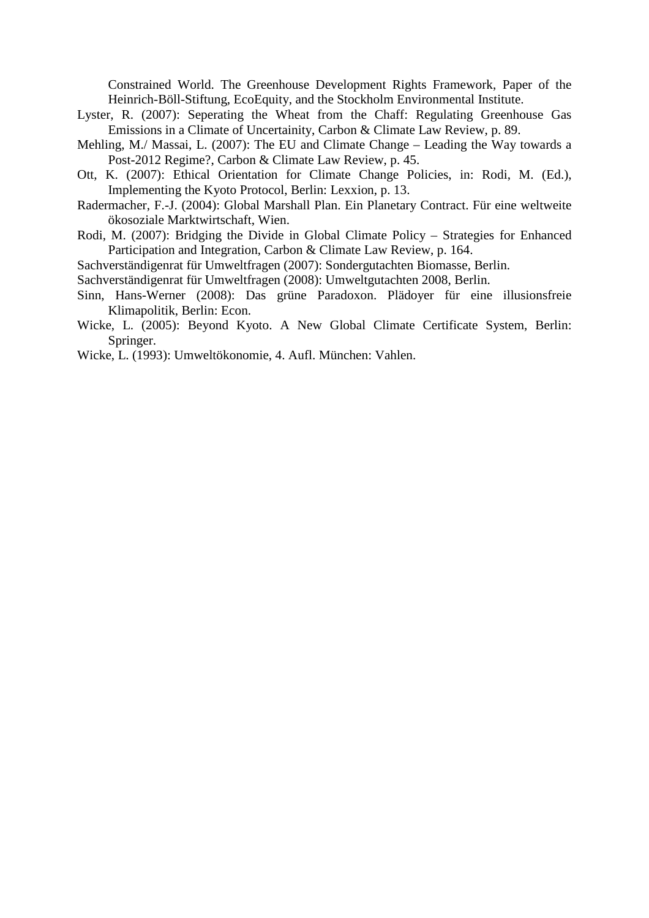Constrained World. The Greenhouse Development Rights Framework, Paper of the Heinrich-Böll-Stiftung, EcoEquity, and the Stockholm Environmental Institute.

Lyster, R. (2007): Seperating the Wheat from the Chaff: Regulating Greenhouse Gas Emissions in a Climate of Uncertainity, Carbon & Climate Law Review, p. 89.

Mehling, M./ Massai, L. (2007): The EU and Climate Change – Leading the Way towards a Post-2012 Regime?, Carbon & Climate Law Review, p. 45.

Ott, K. (2007): Ethical Orientation for Climate Change Policies, in: Rodi, M. (Ed.), Implementing the Kyoto Protocol, Berlin: Lexxion, p. 13.

Radermacher, F.-J. (2004): Global Marshall Plan. Ein Planetary Contract. Für eine weltweite ökosoziale Marktwirtschaft, Wien.

Rodi, M. (2007): Bridging the Divide in Global Climate Policy – Strategies for Enhanced Participation and Integration, Carbon & Climate Law Review, p. 164.

Sachverständigenrat für Umweltfragen (2007): Sondergutachten Biomasse, Berlin.

Sachverständigenrat für Umweltfragen (2008): Umweltgutachten 2008, Berlin.

Sinn, Hans-Werner (2008): Das grüne Paradoxon. Plädoyer für eine illusionsfreie Klimapolitik, Berlin: Econ.

Wicke, L. (2005): Beyond Kyoto. A New Global Climate Certificate System, Berlin: Springer.

Wicke, L. (1993): Umweltökonomie, 4. Aufl. München: Vahlen.